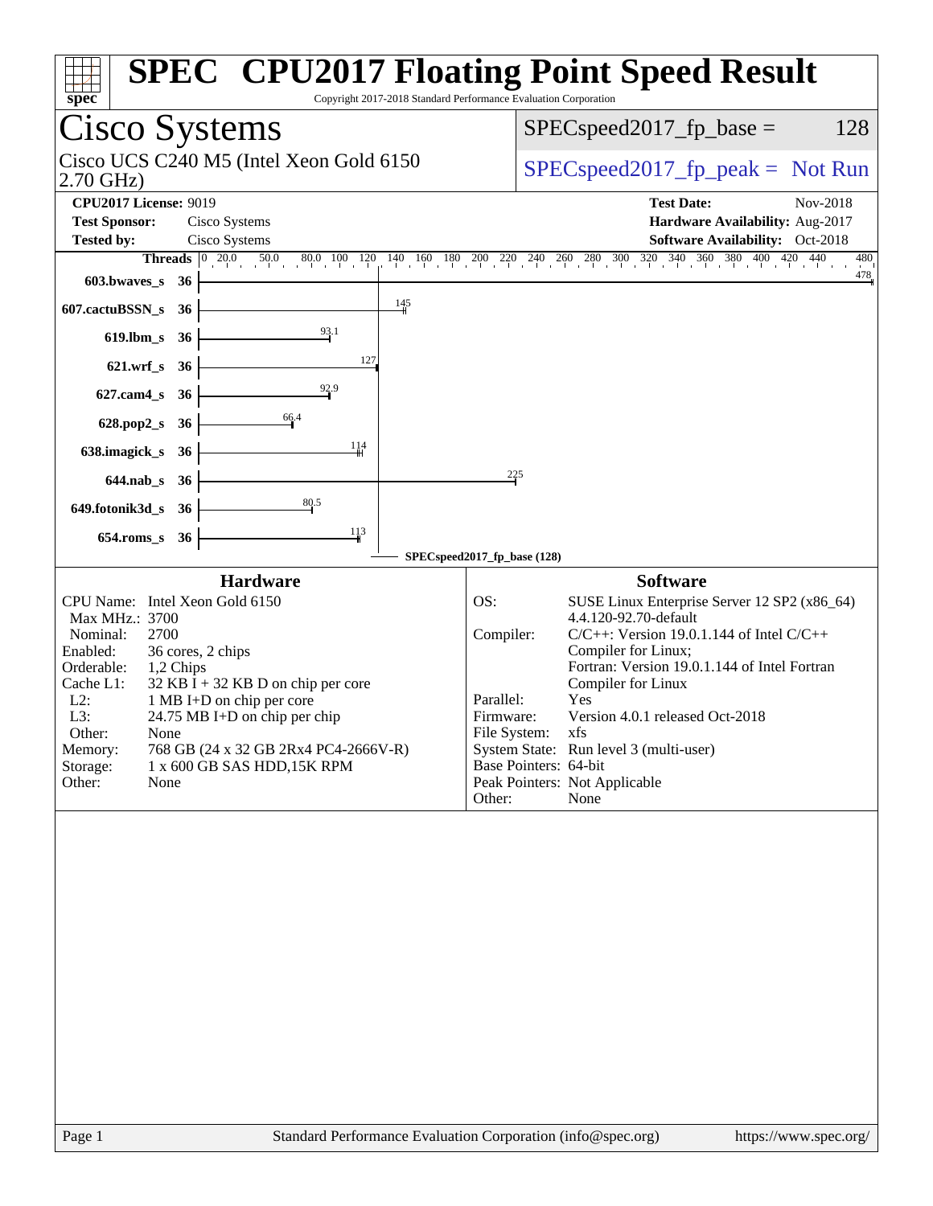# SPEC CPU2017 Floating Point Speed Result

Copyright 2017-2018 Standard Performance Evaluation Corporation

## Cisco Systems

Cisco UCS C240 M5 (Intel Xeon Gold 6150 2.70 GHz)

SPECspeed2017_fp_base = 128

SPECspeed2017_fp_peak = Not Run

**CPU2017 License:** 9019
**Test Sponsor:** Cisco Systems
**Tested by:** Cisco Systems

**Test Date:** Nov-2018
**Hardware Availability:** Aug-2017
**Software Availability:** Oct-2018

| Benchmark | Threads | Base Ratio |
|---|---|---|
| 603.bwaves_s | 36 | 478 |
| 607.cactuBSSN_s | 36 | 145 |
| 619.lbm_s | 36 | 93.1 |
| 621.wrf_s | 36 | 127 |
| 627.cam4_s | 36 | 92.9 |
| 628.pop2_s | 36 | 66.4 |
| 638.imagick_s | 36 | 114 |
| 644.nab_s | 36 | 225 |
| 649.fotonik3d_s | 36 | 80.5 |
| 654.roms_s | 36 | 113 |

SPECspeed2017_fp_base (128)

### Hardware

| | |
|---|---|
| CPU Name: | Intel Xeon Gold 6150 |
| Max MHz.: | 3700 |
| Nominal: | 2700 |
| Enabled: | 36 cores, 2 chips |
| Orderable: | 1,2 Chips |
| Cache L1: | 32 KB I + 32 KB D on chip per core |
| L2: | 1 MB I+D on chip per core |
| L3: | 24.75 MB I+D on chip per chip |
| Other: | None |
| Memory: | 768 GB (24 x 32 GB 2Rx4 PC4-2666V-R) |
| Storage: | 1 x 600 GB SAS HDD,15K RPM |
| Other: | None |

### Software

| | |
|---|---|
| OS: | SUSE Linux Enterprise Server 12 SP2 (x86_64) 4.4.120-92.70-default |
| Compiler: | C/C++: Version 19.0.1.144 of Intel C/C++ Compiler for Linux; Fortran: Version 19.0.1.144 of Intel Fortran Compiler for Linux |
| Parallel: | Yes |
| Firmware: | Version 4.0.1 released Oct-2018 |
| File System: | xfs |
| System State: | Run level 3 (multi-user) |
| Base Pointers: | 64-bit |
| Peak Pointers: | Not Applicable |
| Other: | None |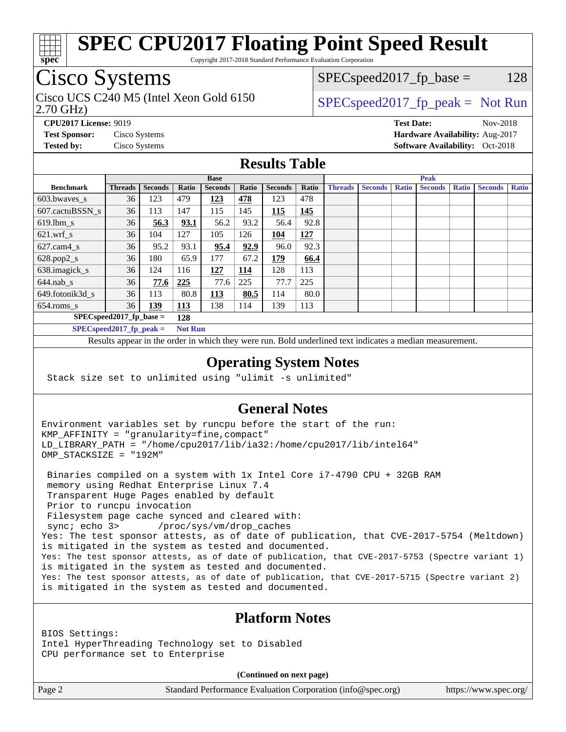# SPEC CPU2017 Floating Point Speed Result

Copyright 2017-2018 Standard Performance Evaluation Corporation

## Cisco Systems

Cisco UCS C240 M5 (Intel Xeon Gold 6150 2.70 GHz)

SPECspeed2017_fp_base = 128

SPECspeed2017_fp_peak = Not Run

**CPU2017 License:** 9019
**Test Sponsor:** Cisco Systems
**Tested by:** Cisco Systems

**Test Date:** Nov-2018
**Hardware Availability:** Aug-2017
**Software Availability:** Oct-2018

## Results Table

| | Base | | | | | | | Peak | | | | | | |
|---|---|---|---|---|---|---|---|---|---|---|---|---|---|---|
| **Benchmark** | **Threads** | **Seconds** | **Ratio** | **Seconds** | **Ratio** | **Seconds** | **Ratio** | **Threads** | **Seconds** | **Ratio** | **Seconds** | **Ratio** | **Seconds** | **Ratio** |
| 603.bwaves_s | 36 | 123 | 479 | **123** | **478** | 123 | 478 | | | | | | | |
| 607.cactuBSSN_s | 36 | 113 | 147 | 115 | 145 | **115** | **145** | | | | | | | |
| 619.lbm_s | 36 | **56.3** | **93.1** | 56.2 | 93.2 | 56.4 | 92.8 | | | | | | | |
| 621.wrf_s | 36 | 104 | 127 | 105 | 126 | **104** | **127** | | | | | | | |
| 627.cam4_s | 36 | 95.2 | 93.1 | **95.4** | **92.9** | 96.0 | 92.3 | | | | | | | |
| 628.pop2_s | 36 | 180 | 65.9 | 177 | 67.2 | **179** | **66.4** | | | | | | | |
| 638.imagick_s | 36 | 124 | 116 | **127** | **114** | 128 | 113 | | | | | | | |
| 644.nab_s | 36 | **77.6** | **225** | 77.6 | 225 | 77.7 | 225 | | | | | | | |
| 649.fotonik3d_s | 36 | 113 | 80.8 | **113** | **80.5** | 114 | 80.0 | | | | | | | |
| 654.roms_s | 36 | **139** | **113** | 138 | 114 | 139 | 113 | | | | | | | |

**SPECspeed2017_fp_base = 128**

**SPECspeed2017_fp_peak = Not Run**

Results appear in the order in which they were run. Bold underlined text indicates a median measurement.

## Operating System Notes

```
Stack size set to unlimited using "ulimit -s unlimited"
```

## General Notes

```
Environment variables set by runcpu before the start of the run:
KMP_AFFINITY = "granularity=fine,compact"
LD_LIBRARY_PATH = "/home/cpu2017/lib/ia32:/home/cpu2017/lib/intel64"
OMP_STACKSIZE = "192M"

 Binaries compiled on a system with 1x Intel Core i7-4790 CPU + 32GB RAM
 memory using Redhat Enterprise Linux 7.4
 Transparent Huge Pages enabled by default
 Prior to runcpu invocation
 Filesystem page cache synced and cleared with:
 sync; echo 3>       /proc/sys/vm/drop_caches
Yes: The test sponsor attests, as of date of publication, that CVE-2017-5754 (Meltdown)
is mitigated in the system as tested and documented.
Yes: The test sponsor attests, as of date of publication, that CVE-2017-5753 (Spectre variant 1)
is mitigated in the system as tested and documented.
Yes: The test sponsor attests, as of date of publication, that CVE-2017-5715 (Spectre variant 2)
is mitigated in the system as tested and documented.
```

## Platform Notes

```
BIOS Settings:
Intel HyperThreading Technology set to Disabled
CPU performance set to Enterprise
```

**(Continued on next page)**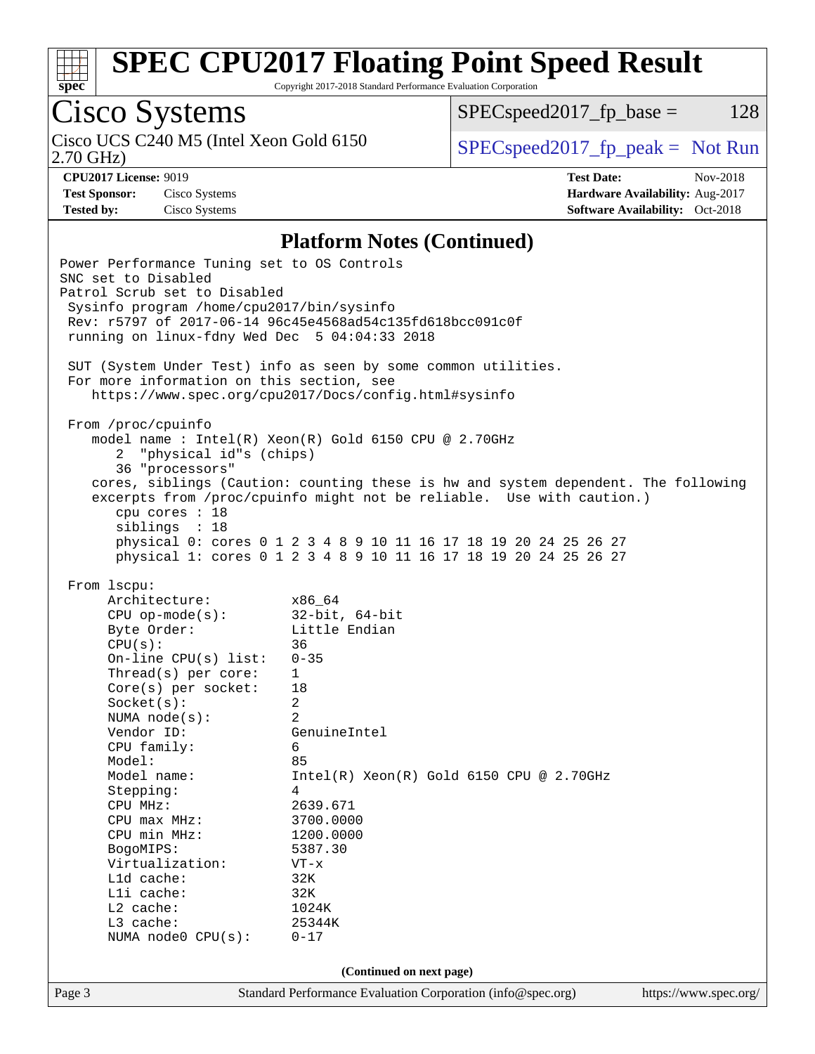## Platform Notes (Continued)

```
Power Performance Tuning set to OS Controls
SNC set to Disabled
Patrol Scrub set to Disabled
 Sysinfo program /home/cpu2017/bin/sysinfo
 Rev: r5797 of 2017-06-14 96c45e4568ad54c135fd618bcc091c0f
 running on linux-fdny Wed Dec  5 04:04:33 2018

 SUT (System Under Test) info as seen by some common utilities.
 For more information on this section, see
    https://www.spec.org/cpu2017/Docs/config.html#sysinfo

 From /proc/cpuinfo
    model name : Intel(R) Xeon(R) Gold 6150 CPU @ 2.70GHz
       2  "physical id"s (chips)
       36 "processors"
    cores, siblings (Caution: counting these is hw and system dependent. The following
    excerpts from /proc/cpuinfo might not be reliable.  Use with caution.)
       cpu cores : 18
       siblings  : 18
       physical 0: cores 0 1 2 3 4 8 9 10 11 16 17 18 19 20 24 25 26 27
       physical 1: cores 0 1 2 3 4 8 9 10 11 16 17 18 19 20 24 25 26 27

 From lscpu:
      Architecture:          x86_64
      CPU op-mode(s):        32-bit, 64-bit
      Byte Order:            Little Endian
      CPU(s):                36
      On-line CPU(s) list:   0-35
      Thread(s) per core:    1
      Core(s) per socket:    18
      Socket(s):             2
      NUMA node(s):          2
      Vendor ID:             GenuineIntel
      CPU family:            6
      Model:                 85
      Model name:            Intel(R) Xeon(R) Gold 6150 CPU @ 2.70GHz
      Stepping:              4
      CPU MHz:               2639.671
      CPU max MHz:           3700.0000
      CPU min MHz:           1200.0000
      BogoMIPS:              5387.30
      Virtualization:        VT-x
      L1d cache:             32K
      L1i cache:             32K
      L2 cache:              1024K
      L3 cache:              25344K
      NUMA node0 CPU(s):     0-17
```

(Continued on next page)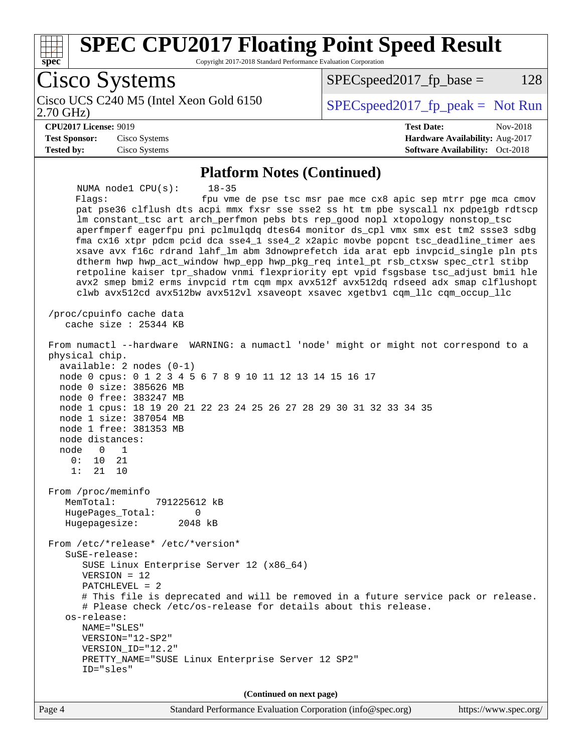# SPEC CPU2017 Floating Point Speed Result

Copyright 2017-2018 Standard Performance Evaluation Corporation

**Cisco Systems**

Cisco UCS C240 M5 (Intel Xeon Gold 6150 2.70 GHz)

SPECspeed2017_fp_base = 128

SPECspeed2017_fp_peak = Not Run

**CPU2017 License:** 9019
**Test Sponsor:** Cisco Systems
**Tested by:** Cisco Systems

**Test Date:** Nov-2018
**Hardware Availability:** Aug-2017
**Software Availability:** Oct-2018

## Platform Notes (Continued)

```
     NUMA node1 CPU(s):     18-35
     Flags:                 fpu vme de pse tsc msr pae mce cx8 apic sep mtrr pge mca cmov
     pat pse36 clflush dts acpi mmx fxsr sse sse2 ss ht tm pbe syscall nx pdpe1gb rdtscp
     lm constant_tsc art arch_perfmon pebs bts rep_good nopl xtopology nonstop_tsc
     aperfmperf eagerfpu pni pclmulqdq dtes64 monitor ds_cpl vmx smx est tm2 ssse3 sdbg
     fma cx16 xtpr pdcm pcid dca sse4_1 sse4_2 x2apic movbe popcnt tsc_deadline_timer aes
     xsave avx f16c rdrand lahf_lm abm 3dnowprefetch ida arat epb invpcid_single pln pts
     dtherm hwp hwp_act_window hwp_epp hwp_pkg_req intel_pt rsb_ctxsw spec_ctrl stibp
     retpoline kaiser tpr_shadow vnmi flexpriority ept vpid fsgsbase tsc_adjust bmi1 hle
     avx2 smep bmi2 erms invpcid rtm cqm mpx avx512f avx512dq rdseed adx smap clflushopt
     clwb avx512cd avx512bw avx512vl xsaveopt xsavec xgetbv1 cqm_llc cqm_occup_llc

 /proc/cpuinfo cache data
    cache size : 25344 KB

 From numactl --hardware  WARNING: a numactl 'node' might or might not correspond to a
 physical chip.
   available: 2 nodes (0-1)
   node 0 cpus: 0 1 2 3 4 5 6 7 8 9 10 11 12 13 14 15 16 17
   node 0 size: 385626 MB
   node 0 free: 383247 MB
   node 1 cpus: 18 19 20 21 22 23 24 25 26 27 28 29 30 31 32 33 34 35
   node 1 size: 387054 MB
   node 1 free: 381353 MB
   node distances:
   node   0   1
     0:  10  21
     1:  21  10

 From /proc/meminfo
    MemTotal:       791225612 kB
    HugePages_Total:       0
    Hugepagesize:       2048 kB

 From /etc/*release* /etc/*version*
    SuSE-release:
       SUSE Linux Enterprise Server 12 (x86_64)
       VERSION = 12
       PATCHLEVEL = 2
       # This file is deprecated and will be removed in a future service pack or release.
       # Please check /etc/os-release for details about this release.
    os-release:
       NAME="SLES"
       VERSION="12-SP2"
       VERSION_ID="12.2"
       PRETTY_NAME="SUSE Linux Enterprise Server 12 SP2"
       ID="sles"
```

**(Continued on next page)**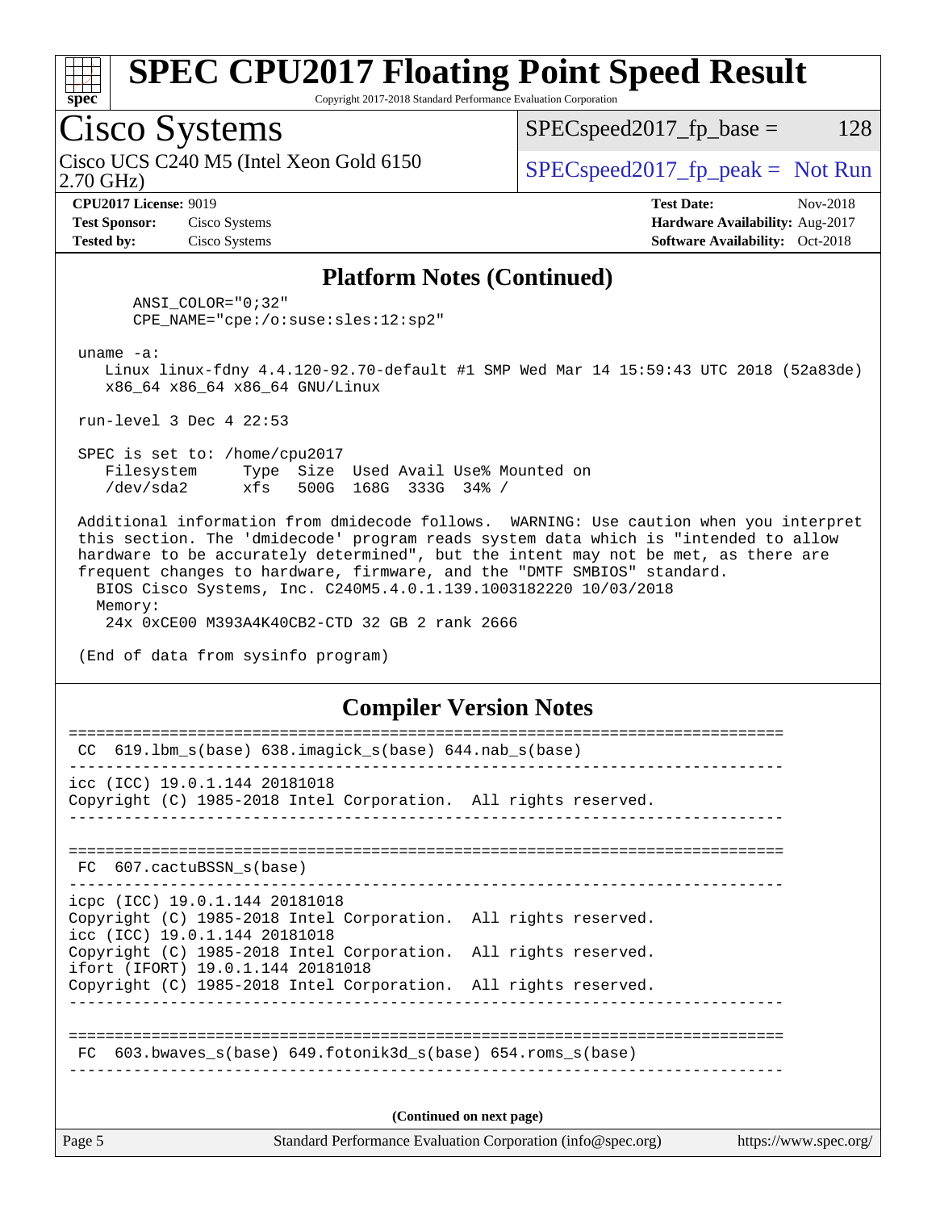# SPEC CPU2017 Floating Point Speed Result

Copyright 2017-2018 Standard Performance Evaluation Corporation

## Cisco Systems

Cisco UCS C240 M5 (Intel Xeon Gold 6150 2.70 GHz)

SPECspeed2017_fp_base = 128

SPECspeed2017_fp_peak = Not Run

**CPU2017 License:** 9019
**Test Sponsor:** Cisco Systems
**Tested by:** Cisco Systems

**Test Date:** Nov-2018
**Hardware Availability:** Aug-2017
**Software Availability:** Oct-2018

### Platform Notes (Continued)

```
      ANSI_COLOR="0;32"
      CPE_NAME="cpe:/o:suse:sles:12:sp2"

 uname -a:
    Linux linux-fdny 4.4.120-92.70-default #1 SMP Wed Mar 14 15:59:43 UTC 2018 (52a83de)
    x86_64 x86_64 x86_64 GNU/Linux

 run-level 3 Dec 4 22:53

 SPEC is set to: /home/cpu2017
    Filesystem     Type  Size  Used Avail Use% Mounted on
    /dev/sda2      xfs   500G  168G  333G  34% /

 Additional information from dmidecode follows.  WARNING: Use caution when you interpret
 this section. The 'dmidecode' program reads system data which is "intended to allow
 hardware to be accurately determined", but the intent may not be met, as there are
 frequent changes to hardware, firmware, and the "DMTF SMBIOS" standard.
   BIOS Cisco Systems, Inc. C240M5.4.0.1.139.1003182220 10/03/2018
   Memory:
     24x 0xCE00 M393A4K40CB2-CTD 32 GB 2 rank 2666

 (End of data from sysinfo program)
```

### Compiler Version Notes

```
==============================================================================
 CC  619.lbm_s(base) 638.imagick_s(base) 644.nab_s(base)
------------------------------------------------------------------------------
icc (ICC) 19.0.1.144 20181018
Copyright (C) 1985-2018 Intel Corporation.  All rights reserved.
------------------------------------------------------------------------------

==============================================================================
 FC  607.cactuBSSN_s(base)
------------------------------------------------------------------------------
icpc (ICC) 19.0.1.144 20181018
Copyright (C) 1985-2018 Intel Corporation.  All rights reserved.
icc (ICC) 19.0.1.144 20181018
Copyright (C) 1985-2018 Intel Corporation.  All rights reserved.
ifort (IFORT) 19.0.1.144 20181018
Copyright (C) 1985-2018 Intel Corporation.  All rights reserved.
------------------------------------------------------------------------------

==============================================================================
 FC  603.bwaves_s(base) 649.fotonik3d_s(base) 654.roms_s(base)
------------------------------------------------------------------------------
```

**(Continued on next page)**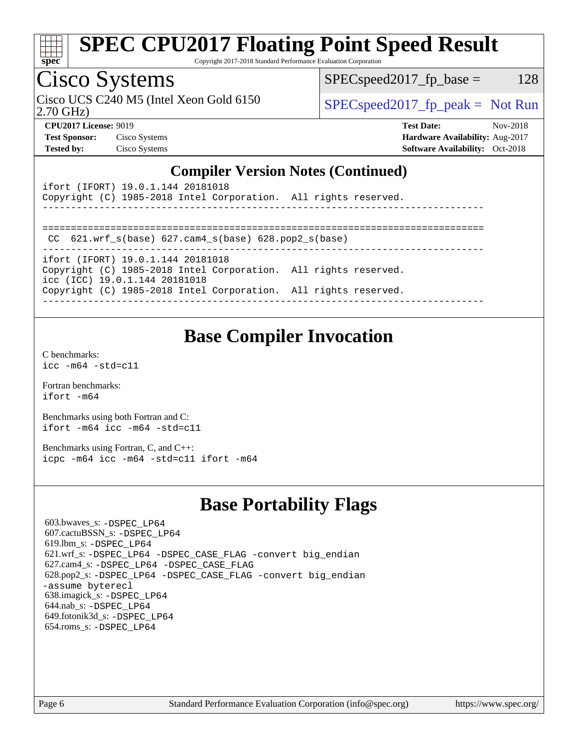## Compiler Version Notes (Continued)

```
ifort (IFORT) 19.0.1.144 20181018
Copyright (C) 1985-2018 Intel Corporation.  All rights reserved.
------------------------------------------------------------------------------

==============================================================================
 CC  621.wrf_s(base) 627.cam4_s(base) 628.pop2_s(base)
------------------------------------------------------------------------------
ifort (IFORT) 19.0.1.144 20181018
Copyright (C) 1985-2018 Intel Corporation.  All rights reserved.
icc (ICC) 19.0.1.144 20181018
Copyright (C) 1985-2018 Intel Corporation.  All rights reserved.
------------------------------------------------------------------------------
```

## Base Compiler Invocation

C benchmarks:
`icc -m64 -std=c11`

Fortran benchmarks:
`ifort -m64`

Benchmarks using both Fortran and C:
`ifort -m64 icc -m64 -std=c11`

Benchmarks using Fortran, C, and C++:
`icpc -m64 icc -m64 -std=c11 ifort -m64`

## Base Portability Flags

603.bwaves_s: `-DSPEC_LP64`
607.cactuBSSN_s: `-DSPEC_LP64`
619.lbm_s: `-DSPEC_LP64`
621.wrf_s: `-DSPEC_LP64 -DSPEC_CASE_FLAG -convert big_endian`
627.cam4_s: `-DSPEC_LP64 -DSPEC_CASE_FLAG`
628.pop2_s: `-DSPEC_LP64 -DSPEC_CASE_FLAG -convert big_endian -assume byterecl`
638.imagick_s: `-DSPEC_LP64`
644.nab_s: `-DSPEC_LP64`
649.fotonik3d_s: `-DSPEC_LP64`
654.roms_s: `-DSPEC_LP64`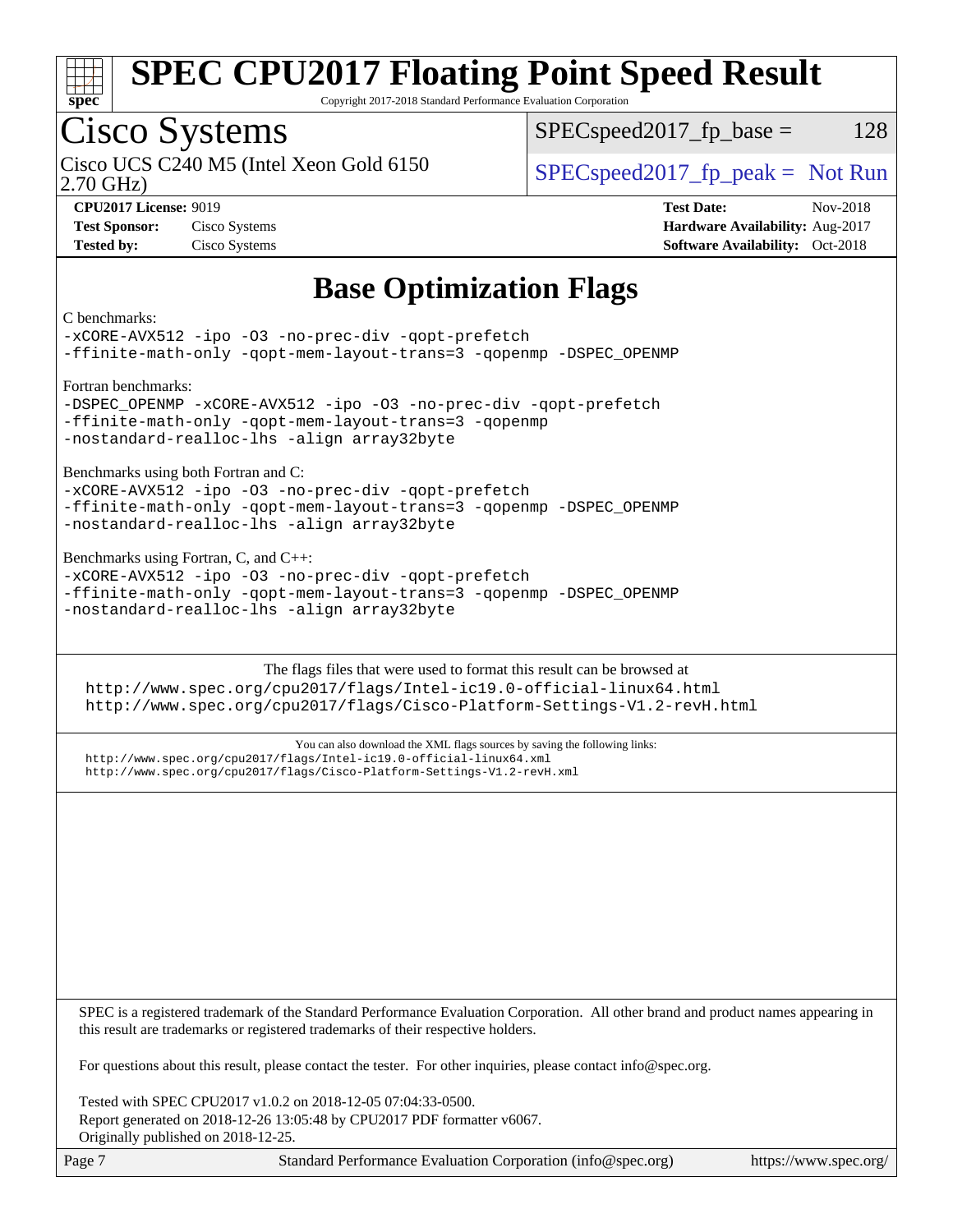# SPEC CPU2017 Floating Point Speed Result

Copyright 2017-2018 Standard Performance Evaluation Corporation

## Cisco Systems

Cisco UCS C240 M5 (Intel Xeon Gold 6150 2.70 GHz)

SPECspeed2017_fp_base = 128

SPECspeed2017_fp_peak = Not Run

**CPU2017 License:** 9019
**Test Sponsor:** Cisco Systems
**Tested by:** Cisco Systems

**Test Date:** Nov-2018
**Hardware Availability:** Aug-2017
**Software Availability:** Oct-2018

## Base Optimization Flags

C benchmarks:

```
-xCORE-AVX512 -ipo -O3 -no-prec-div -qopt-prefetch
-ffinite-math-only -qopt-mem-layout-trans=3 -qopenmp -DSPEC_OPENMP
```

Fortran benchmarks:

```
-DSPEC_OPENMP -xCORE-AVX512 -ipo -O3 -no-prec-div -qopt-prefetch
-ffinite-math-only -qopt-mem-layout-trans=3 -qopenmp
-nostandard-realloc-lhs -align array32byte
```

Benchmarks using both Fortran and C:

```
-xCORE-AVX512 -ipo -O3 -no-prec-div -qopt-prefetch
-ffinite-math-only -qopt-mem-layout-trans=3 -qopenmp -DSPEC_OPENMP
-nostandard-realloc-lhs -align array32byte
```

Benchmarks using Fortran, C, and C++:

```
-xCORE-AVX512 -ipo -O3 -no-prec-div -qopt-prefetch
-ffinite-math-only -qopt-mem-layout-trans=3 -qopenmp -DSPEC_OPENMP
-nostandard-realloc-lhs -align array32byte
```

The flags files that were used to format this result can be browsed at
http://www.spec.org/cpu2017/flags/Intel-ic19.0-official-linux64.html
http://www.spec.org/cpu2017/flags/Cisco-Platform-Settings-V1.2-revH.html

You can also download the XML flags sources by saving the following links:
http://www.spec.org/cpu2017/flags/Intel-ic19.0-official-linux64.xml
http://www.spec.org/cpu2017/flags/Cisco-Platform-Settings-V1.2-revH.xml

SPEC is a registered trademark of the Standard Performance Evaluation Corporation. All other brand and product names appearing in this result are trademarks or registered trademarks of their respective holders.

For questions about this result, please contact the tester. For other inquiries, please contact info@spec.org.

Tested with SPEC CPU2017 v1.0.2 on 2018-12-05 07:04:33-0500.
Report generated on 2018-12-26 13:05:48 by CPU2017 PDF formatter v6067.
Originally published on 2018-12-25.